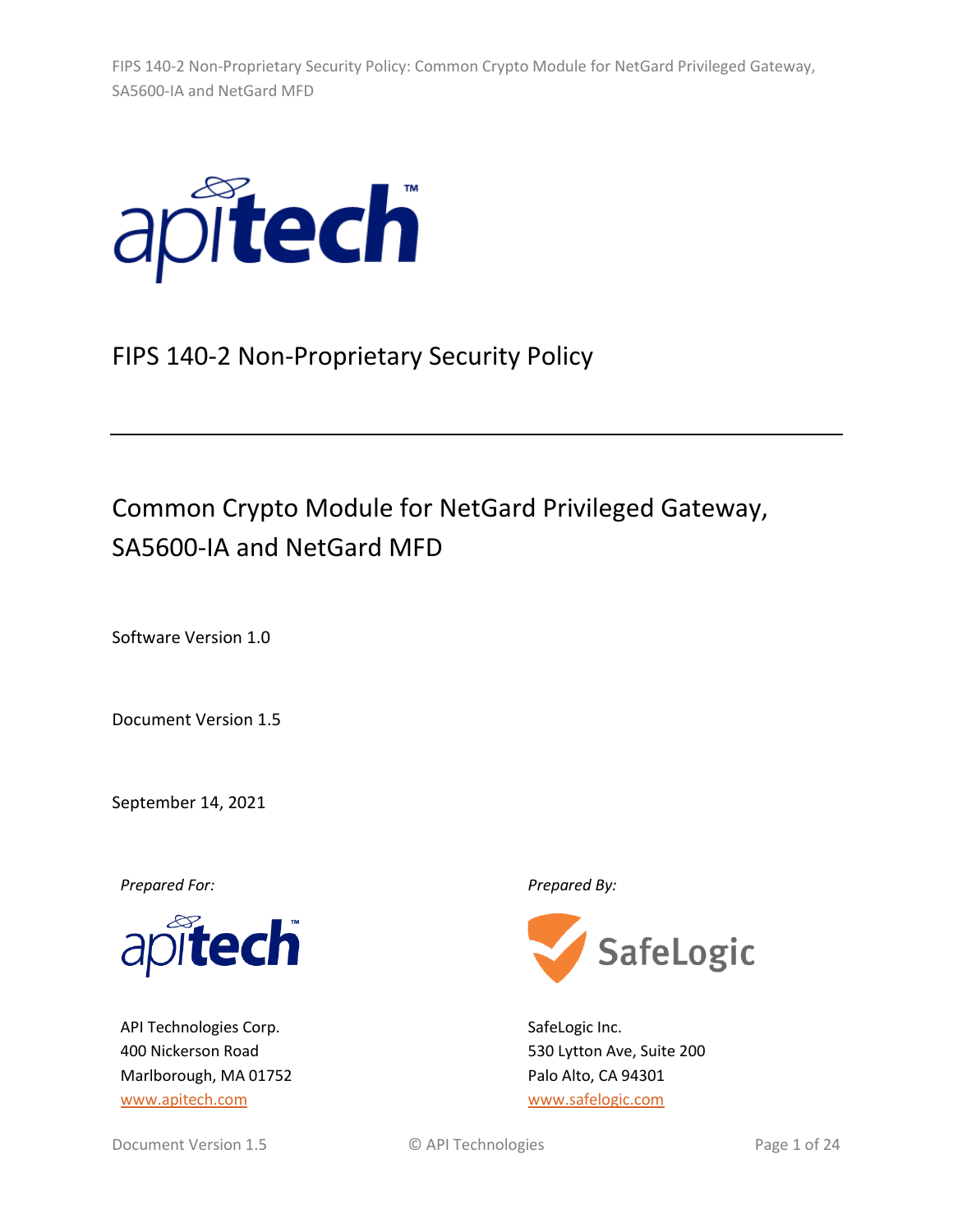# FIPS 140-2 Non-Proprietary Security Policy

## Common Crypto Module for NetGard Privileged Gateway, SA5600-IA and NetGard MFD

Software Version 1.0

Document Version 1.5

September 14, 2021

*Prepared For:*

API Technologies Corp.
400 Nickerson Road
Marlborough, MA 01752
www.apitech.com

*Prepared By:*

SafeLogic Inc.
530 Lytton Ave, Suite 200
Palo Alto, CA 94301
www.safelogic.com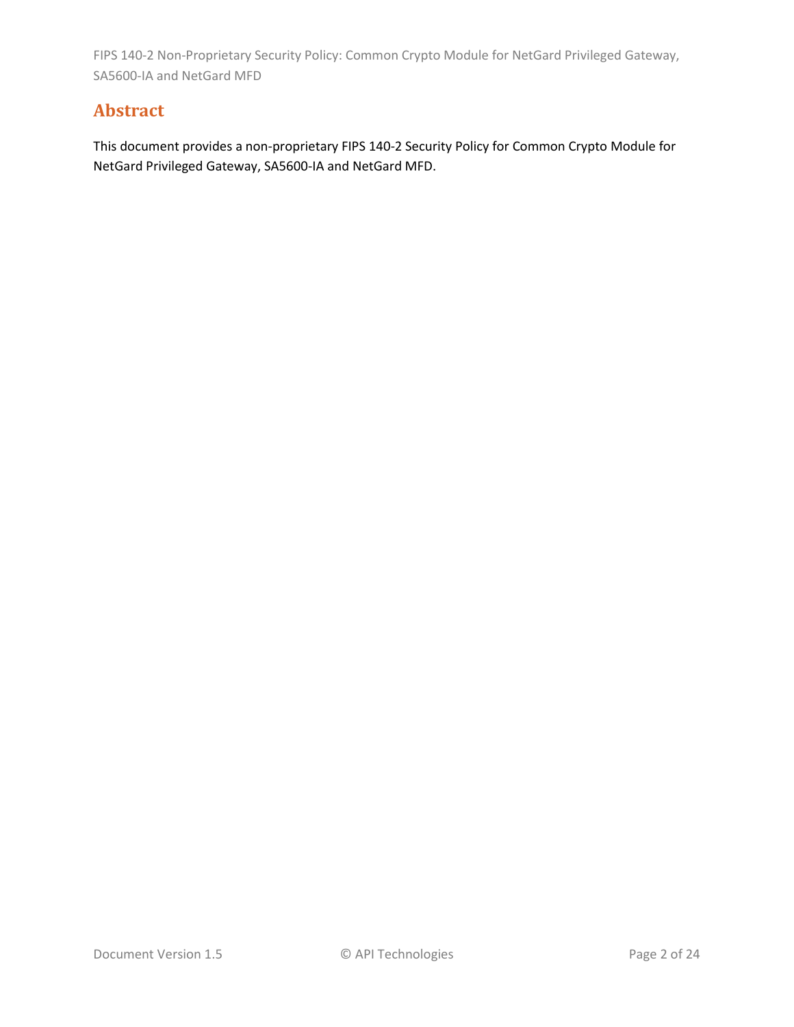# Abstract

This document provides a non-proprietary FIPS 140-2 Security Policy for Common Crypto Module for NetGard Privileged Gateway, SA5600-IA and NetGard MFD.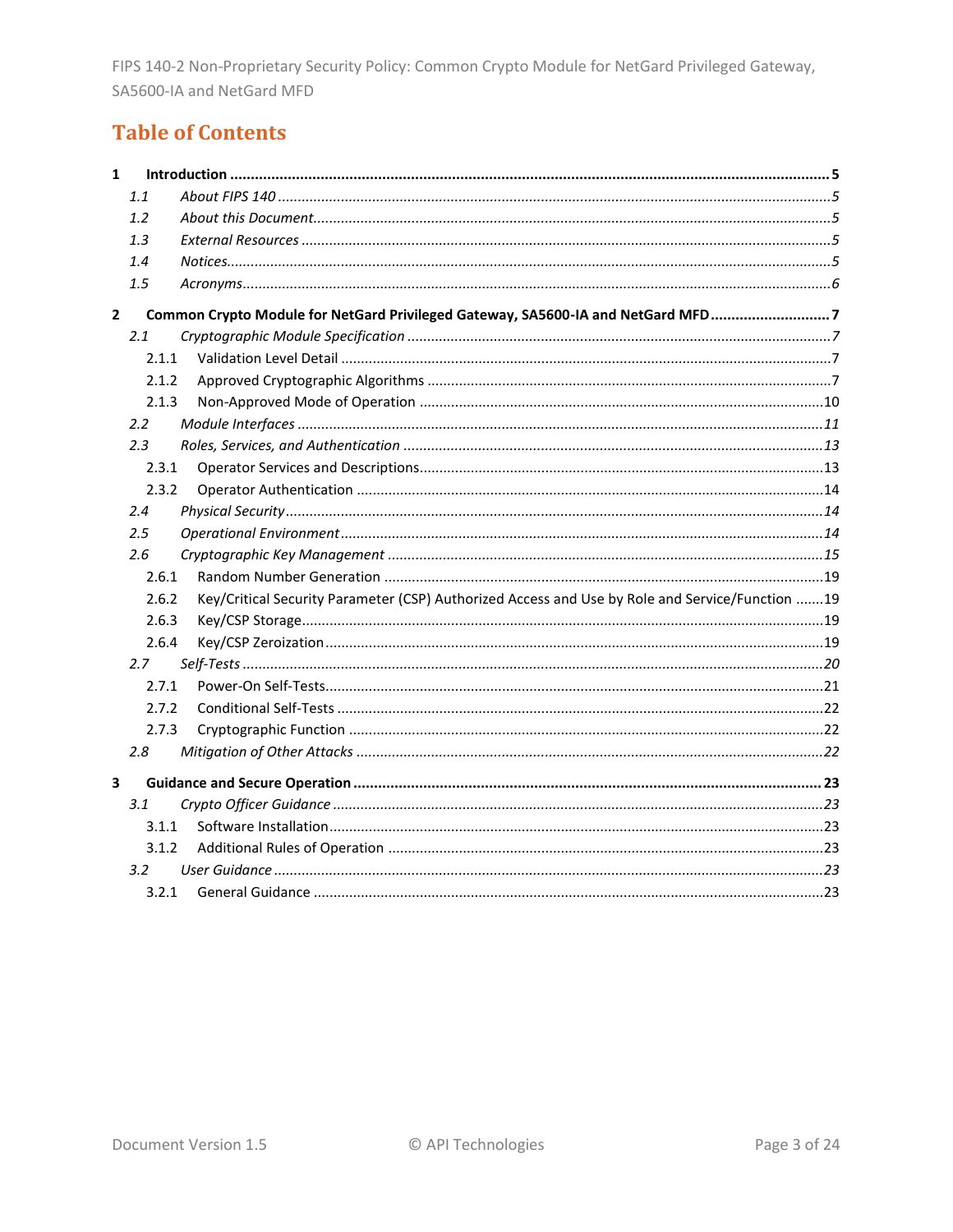# Table of Contents

**1 Introduction ........................................................................................................ 5**

- *1.1 About FIPS 140 ........................................................................................ 5*
- *1.2 About this Document................................................................................. 5*
- *1.3 External Resources ................................................................................... 5*
- *1.4 Notices...................................................................................................... 5*
- *1.5 Acronyms.................................................................................................. 6*

**2 Common Crypto Module for NetGard Privileged Gateway, SA5600-IA and NetGard MFD ............................ 7**

- *2.1 Cryptographic Module Specification .......................................................... 7*
  - 2.1.1 Validation Level Detail ........................................................................ 7
  - 2.1.2 Approved Cryptographic Algorithms ..................................................... 7
  - 2.1.3 Non-Approved Mode of Operation ...................................................... 10
- *2.2 Module Interfaces .................................................................................... 11*
- *2.3 Roles, Services, and Authentication ......................................................... 13*
  - 2.3.1 Operator Services and Descriptions..................................................... 13
  - 2.3.2 Operator Authentication .................................................................... 14
- *2.4 Physical Security...................................................................................... 14*
- *2.5 Operational Environment......................................................................... 14*
- *2.6 Cryptographic Key Management ............................................................. 15*
  - 2.6.1 Random Number Generation .............................................................. 19
  - 2.6.2 Key/Critical Security Parameter (CSP) Authorized Access and Use by Role and Service/Function ....... 19
  - 2.6.3 Key/CSP Storage.................................................................................. 19
  - 2.6.4 Key/CSP Zeroization............................................................................ 19
- *2.7 Self-Tests ................................................................................................. 20*
  - 2.7.1 Power-On Self-Tests............................................................................ 21
  - 2.7.2 Conditional Self-Tests ......................................................................... 22
  - 2.7.3 Cryptographic Function ...................................................................... 22
- *2.8 Mitigation of Other Attacks ..................................................................... 22*

**3 Guidance and Secure Operation ................................................................................ 23**

- *3.1 Crypto Officer Guidance .......................................................................... 23*
  - 3.1.1 Software Installation........................................................................... 23
  - 3.1.2 Additional Rules of Operation ............................................................. 23
- *3.2 User Guidance ......................................................................................... 23*
  - 3.2.1 General Guidance ............................................................................... 23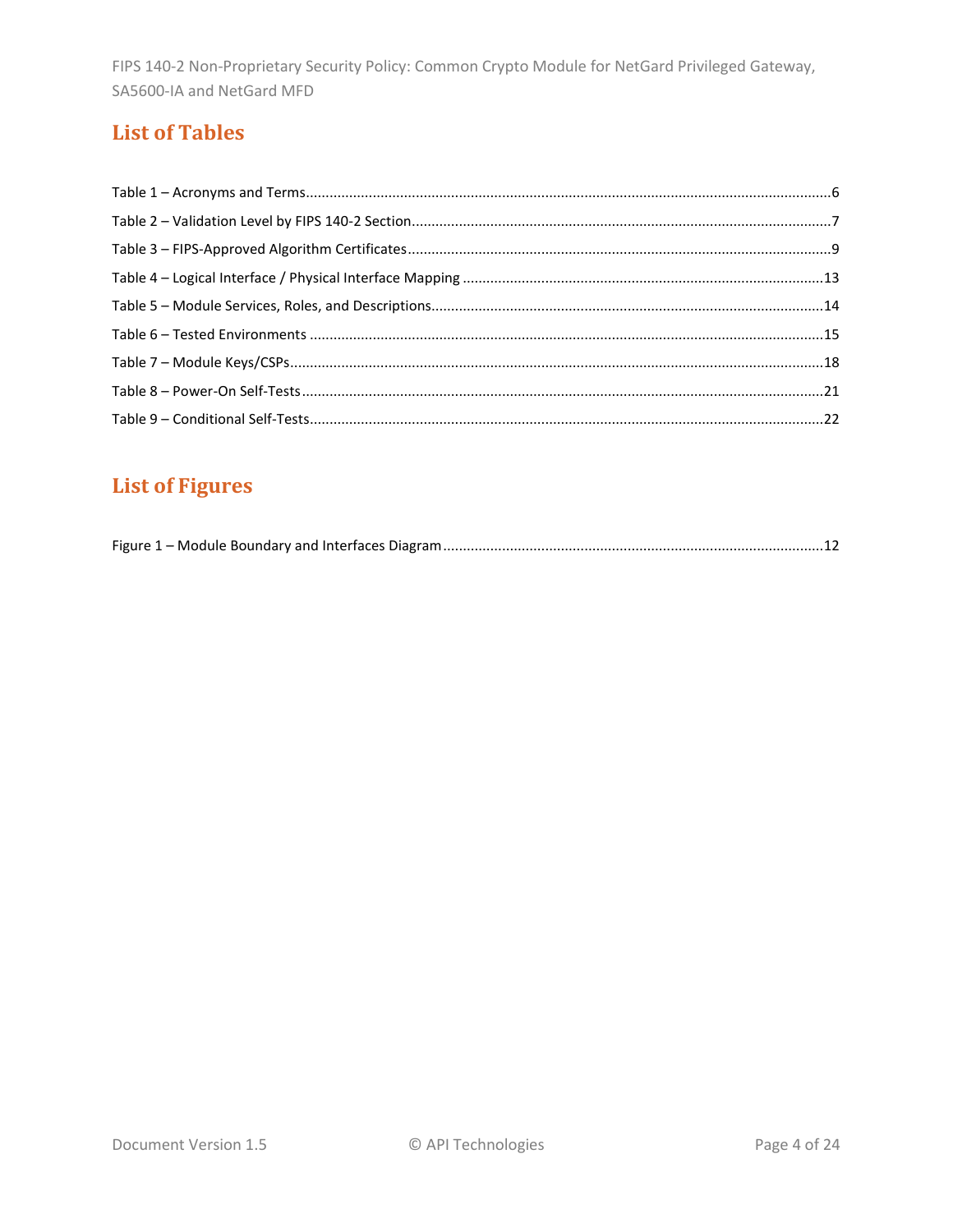## List of Tables

Table 1 – Acronyms and Terms....6
Table 2 – Validation Level by FIPS 140-2 Section....7
Table 3 – FIPS-Approved Algorithm Certificates....9
Table 4 – Logical Interface / Physical Interface Mapping....13
Table 5 – Module Services, Roles, and Descriptions....14
Table 6 – Tested Environments....15
Table 7 – Module Keys/CSPs....18
Table 8 – Power-On Self-Tests....21
Table 9 – Conditional Self-Tests....22

## List of Figures

Figure 1 – Module Boundary and Interfaces Diagram....12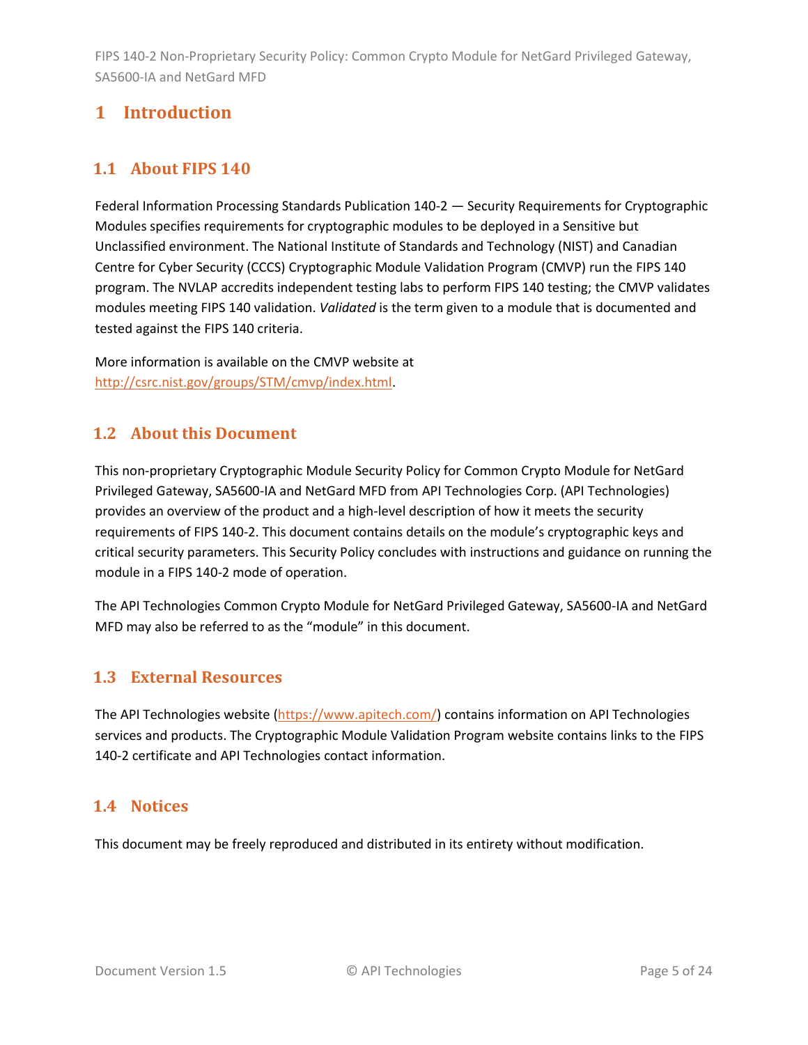# 1 Introduction

## 1.1 About FIPS 140

Federal Information Processing Standards Publication 140-2 — Security Requirements for Cryptographic Modules specifies requirements for cryptographic modules to be deployed in a Sensitive but Unclassified environment. The National Institute of Standards and Technology (NIST) and Canadian Centre for Cyber Security (CCCS) Cryptographic Module Validation Program (CMVP) run the FIPS 140 program. The NVLAP accredits independent testing labs to perform FIPS 140 testing; the CMVP validates modules meeting FIPS 140 validation. *Validated* is the term given to a module that is documented and tested against the FIPS 140 criteria.

More information is available on the CMVP website at [http://csrc.nist.gov/groups/STM/cmvp/index.html](http://csrc.nist.gov/groups/STM/cmvp/index.html).

## 1.2 About this Document

This non-proprietary Cryptographic Module Security Policy for Common Crypto Module for NetGard Privileged Gateway, SA5600-IA and NetGard MFD from API Technologies Corp. (API Technologies) provides an overview of the product and a high-level description of how it meets the security requirements of FIPS 140-2. This document contains details on the module's cryptographic keys and critical security parameters. This Security Policy concludes with instructions and guidance on running the module in a FIPS 140-2 mode of operation.

The API Technologies Common Crypto Module for NetGard Privileged Gateway, SA5600-IA and NetGard MFD may also be referred to as the "module" in this document.

## 1.3 External Resources

The API Technologies website ([https://www.apitech.com/](https://www.apitech.com/)) contains information on API Technologies services and products. The Cryptographic Module Validation Program website contains links to the FIPS 140-2 certificate and API Technologies contact information.

## 1.4 Notices

This document may be freely reproduced and distributed in its entirety without modification.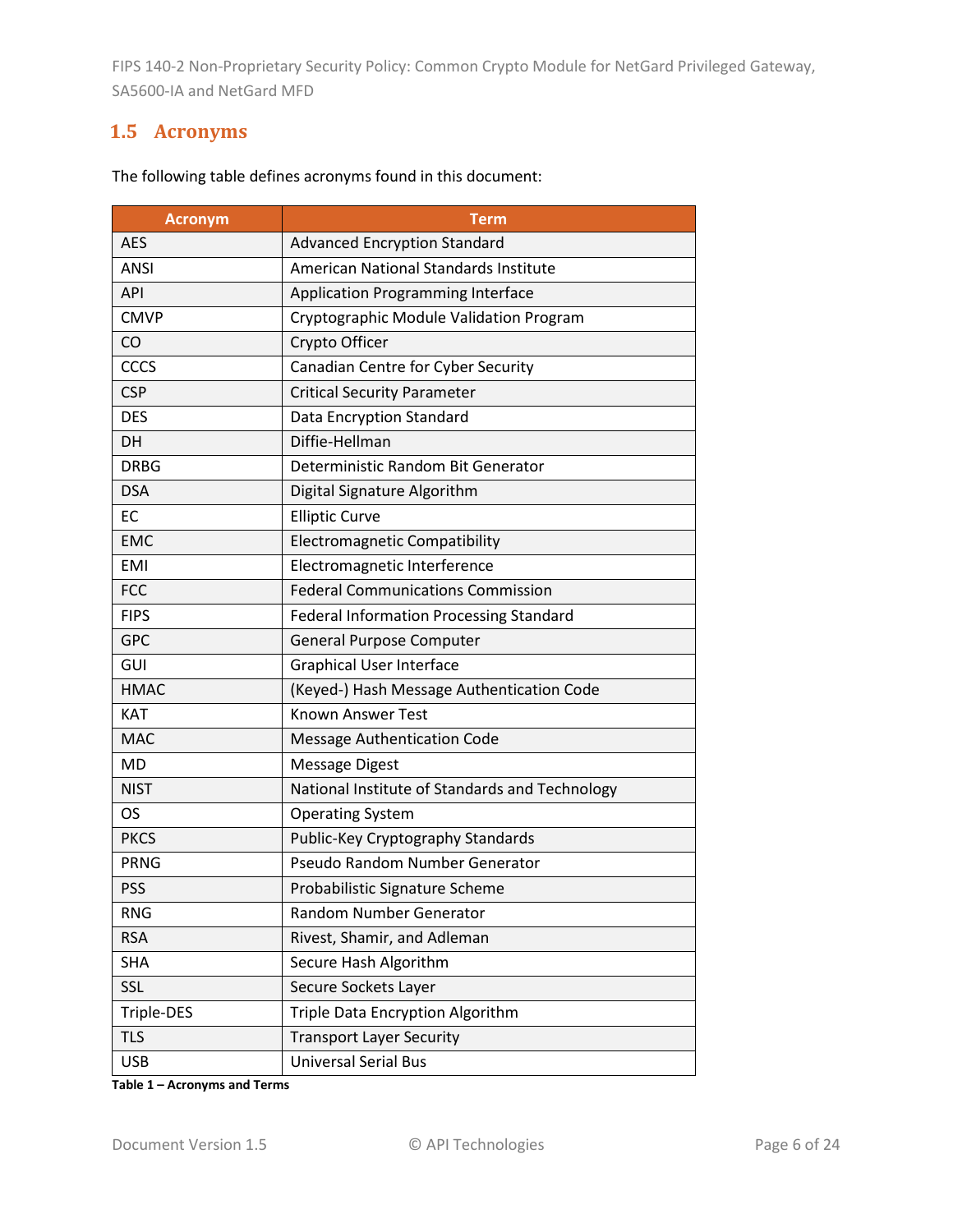## 1.5 Acronyms

The following table defines acronyms found in this document:

| Acronym | Term |
|---|---|
| AES | Advanced Encryption Standard |
| ANSI | American National Standards Institute |
| API | Application Programming Interface |
| CMVP | Cryptographic Module Validation Program |
| CO | Crypto Officer |
| CCCS | Canadian Centre for Cyber Security |
| CSP | Critical Security Parameter |
| DES | Data Encryption Standard |
| DH | Diffie-Hellman |
| DRBG | Deterministic Random Bit Generator |
| DSA | Digital Signature Algorithm |
| EC | Elliptic Curve |
| EMC | Electromagnetic Compatibility |
| EMI | Electromagnetic Interference |
| FCC | Federal Communications Commission |
| FIPS | Federal Information Processing Standard |
| GPC | General Purpose Computer |
| GUI | Graphical User Interface |
| HMAC | (Keyed-) Hash Message Authentication Code |
| KAT | Known Answer Test |
| MAC | Message Authentication Code |
| MD | Message Digest |
| NIST | National Institute of Standards and Technology |
| OS | Operating System |
| PKCS | Public-Key Cryptography Standards |
| PRNG | Pseudo Random Number Generator |
| PSS | Probabilistic Signature Scheme |
| RNG | Random Number Generator |
| RSA | Rivest, Shamir, and Adleman |
| SHA | Secure Hash Algorithm |
| SSL | Secure Sockets Layer |
| Triple-DES | Triple Data Encryption Algorithm |
| TLS | Transport Layer Security |
| USB | Universal Serial Bus |

**Table 1 – Acronyms and Terms**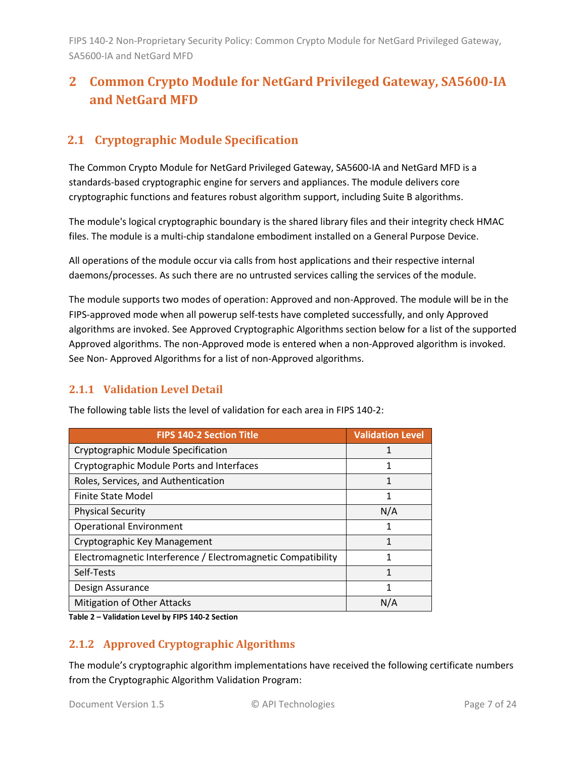## 2 Common Crypto Module for NetGard Privileged Gateway, SA5600-IA and NetGard MFD

### 2.1 Cryptographic Module Specification

The Common Crypto Module for NetGard Privileged Gateway, SA5600-IA and NetGard MFD is a standards-based cryptographic engine for servers and appliances. The module delivers core cryptographic functions and features robust algorithm support, including Suite B algorithms.

The module's logical cryptographic boundary is the shared library files and their integrity check HMAC files. The module is a multi-chip standalone embodiment installed on a General Purpose Device.

All operations of the module occur via calls from host applications and their respective internal daemons/processes. As such there are no untrusted services calling the services of the module.

The module supports two modes of operation: Approved and non-Approved. The module will be in the FIPS-approved mode when all powerup self-tests have completed successfully, and only Approved algorithms are invoked. See Approved Cryptographic Algorithms section below for a list of the supported Approved algorithms. The non-Approved mode is entered when a non-Approved algorithm is invoked. See Non- Approved Algorithms for a list of non-Approved algorithms.

#### 2.1.1 Validation Level Detail

The following table lists the level of validation for each area in FIPS 140-2:

| FIPS 140-2 Section Title | Validation Level |
|---|---|
| Cryptographic Module Specification | 1 |
| Cryptographic Module Ports and Interfaces | 1 |
| Roles, Services, and Authentication | 1 |
| Finite State Model | 1 |
| Physical Security | N/A |
| Operational Environment | 1 |
| Cryptographic Key Management | 1 |
| Electromagnetic Interference / Electromagnetic Compatibility | 1 |
| Self-Tests | 1 |
| Design Assurance | 1 |
| Mitigation of Other Attacks | N/A |

**Table 2 – Validation Level by FIPS 140-2 Section**

#### 2.1.2 Approved Cryptographic Algorithms

The module's cryptographic algorithm implementations have received the following certificate numbers from the Cryptographic Algorithm Validation Program: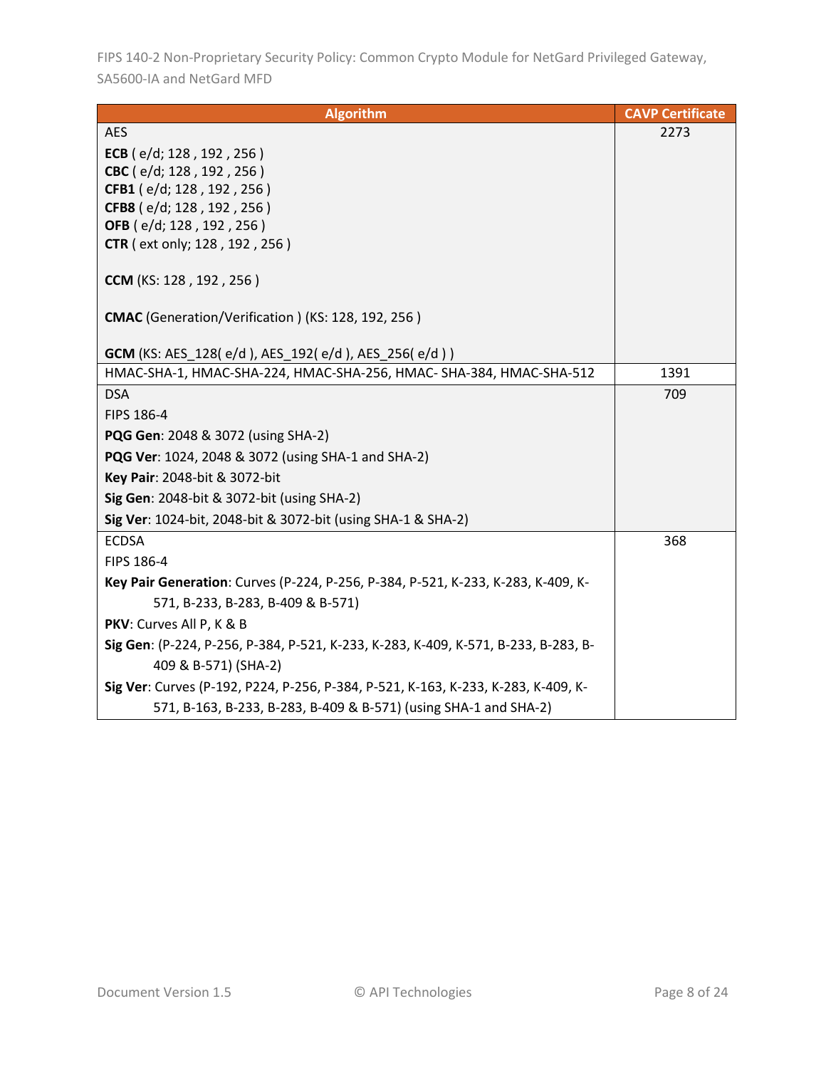| Algorithm | CAVP Certificate |
|---|---|
| AES<br><br>**ECB** ( e/d; 128 , 192 , 256 )<br>**CBC** ( e/d; 128 , 192 , 256 )<br>**CFB1** ( e/d; 128 , 192 , 256 )<br>**CFB8** ( e/d; 128 , 192 , 256 )<br>**OFB** ( e/d; 128 , 192 , 256 )<br>**CTR** ( ext only; 128 , 192 , 256 )<br><br>**CCM** (KS: 128 , 192 , 256 )<br><br>**CMAC** (Generation/Verification ) (KS: 128, 192, 256 )<br><br>**GCM** (KS: AES_128( e/d ), AES_192( e/d ), AES_256( e/d ) ) | 2273 |
| HMAC-SHA-1, HMAC-SHA-224, HMAC-SHA-256, HMAC- SHA-384, HMAC-SHA-512 | 1391 |
| DSA<br>FIPS 186-4<br>**PQG Gen**: 2048 & 3072 (using SHA-2)<br>**PQG Ver**: 1024, 2048 & 3072 (using SHA-1 and SHA-2)<br>**Key Pair**: 2048-bit & 3072-bit<br>**Sig Gen**: 2048-bit & 3072-bit (using SHA-2)<br>**Sig Ver**: 1024-bit, 2048-bit & 3072-bit (using SHA-1 & SHA-2) | 709 |
| ECDSA<br>FIPS 186-4<br>**Key Pair Generation**: Curves (P-224, P-256, P-384, P-521, K-233, K-283, K-409, K-571, B-233, B-283, B-409 & B-571)<br>**PKV**: Curves All P, K & B<br>**Sig Gen**: (P-224, P-256, P-384, P-521, K-233, K-283, K-409, K-571, B-233, B-283, B-409 & B-571) (SHA-2)<br>**Sig Ver**: Curves (P-192, P224, P-256, P-384, P-521, K-163, K-233, K-283, K-409, K-571, B-163, B-233, B-283, B-409 & B-571) (using SHA-1 and SHA-2) | 368 |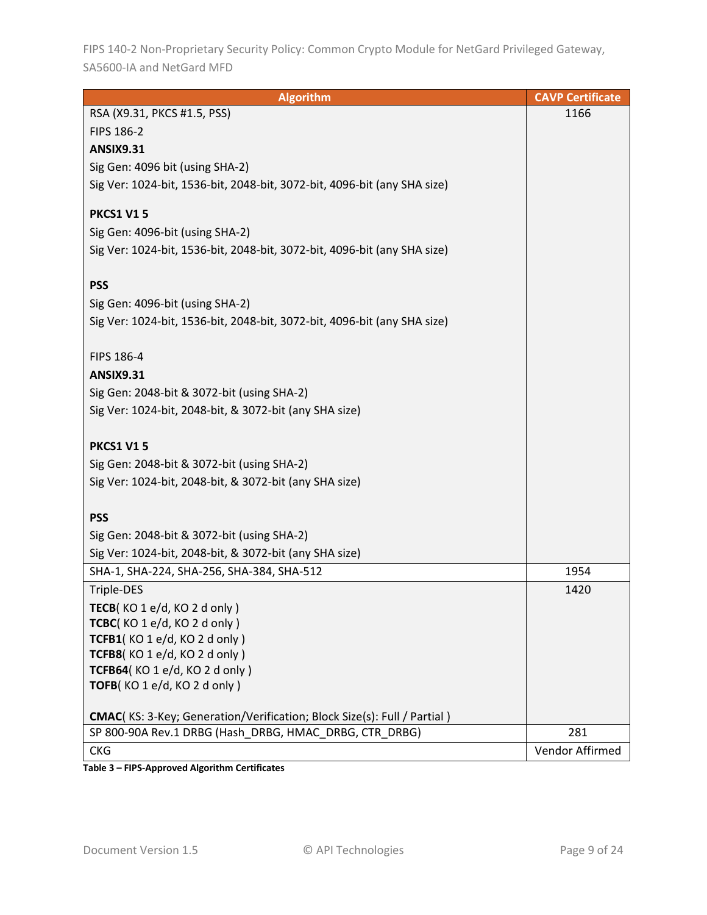| Algorithm | CAVP Certificate |
|---|---|
| RSA (X9.31, PKCS #1.5, PSS)<br>FIPS 186-2<br>**ANSIX9.31**<br>Sig Gen: 4096 bit (using SHA-2)<br>Sig Ver: 1024-bit, 1536-bit, 2048-bit, 3072-bit, 4096-bit (any SHA size)<br><br>**PKCS1 V1 5**<br>Sig Gen: 4096-bit (using SHA-2)<br>Sig Ver: 1024-bit, 1536-bit, 2048-bit, 3072-bit, 4096-bit (any SHA size)<br><br>**PSS**<br>Sig Gen: 4096-bit (using SHA-2)<br>Sig Ver: 1024-bit, 1536-bit, 2048-bit, 3072-bit, 4096-bit (any SHA size)<br><br>FIPS 186-4<br>**ANSIX9.31**<br>Sig Gen: 2048-bit & 3072-bit (using SHA-2)<br>Sig Ver: 1024-bit, 2048-bit, & 3072-bit (any SHA size)<br><br>**PKCS1 V1 5**<br>Sig Gen: 2048-bit & 3072-bit (using SHA-2)<br>Sig Ver: 1024-bit, 2048-bit, & 3072-bit (any SHA size)<br><br>**PSS**<br>Sig Gen: 2048-bit & 3072-bit (using SHA-2)<br>Sig Ver: 1024-bit, 2048-bit, & 3072-bit (any SHA size) | 1166 |
| SHA-1, SHA-224, SHA-256, SHA-384, SHA-512 | 1954 |
| Triple-DES<br>**TECB**( KO 1 e/d, KO 2 d only )<br>**TCBC**( KO 1 e/d, KO 2 d only )<br>**TCFB1**( KO 1 e/d, KO 2 d only )<br>**TCFB8**( KO 1 e/d, KO 2 d only )<br>**TCFB64**( KO 1 e/d, KO 2 d only )<br>**TOFB**( KO 1 e/d, KO 2 d only )<br><br>**CMAC**( KS: 3-Key; Generation/Verification; Block Size(s): Full / Partial ) | 1420 |
| SP 800-90A Rev.1 DRBG (Hash_DRBG, HMAC_DRBG, CTR_DRBG) | 281 |
| CKG | Vendor Affirmed |

**Table 3 – FIPS-Approved Algorithm Certificates**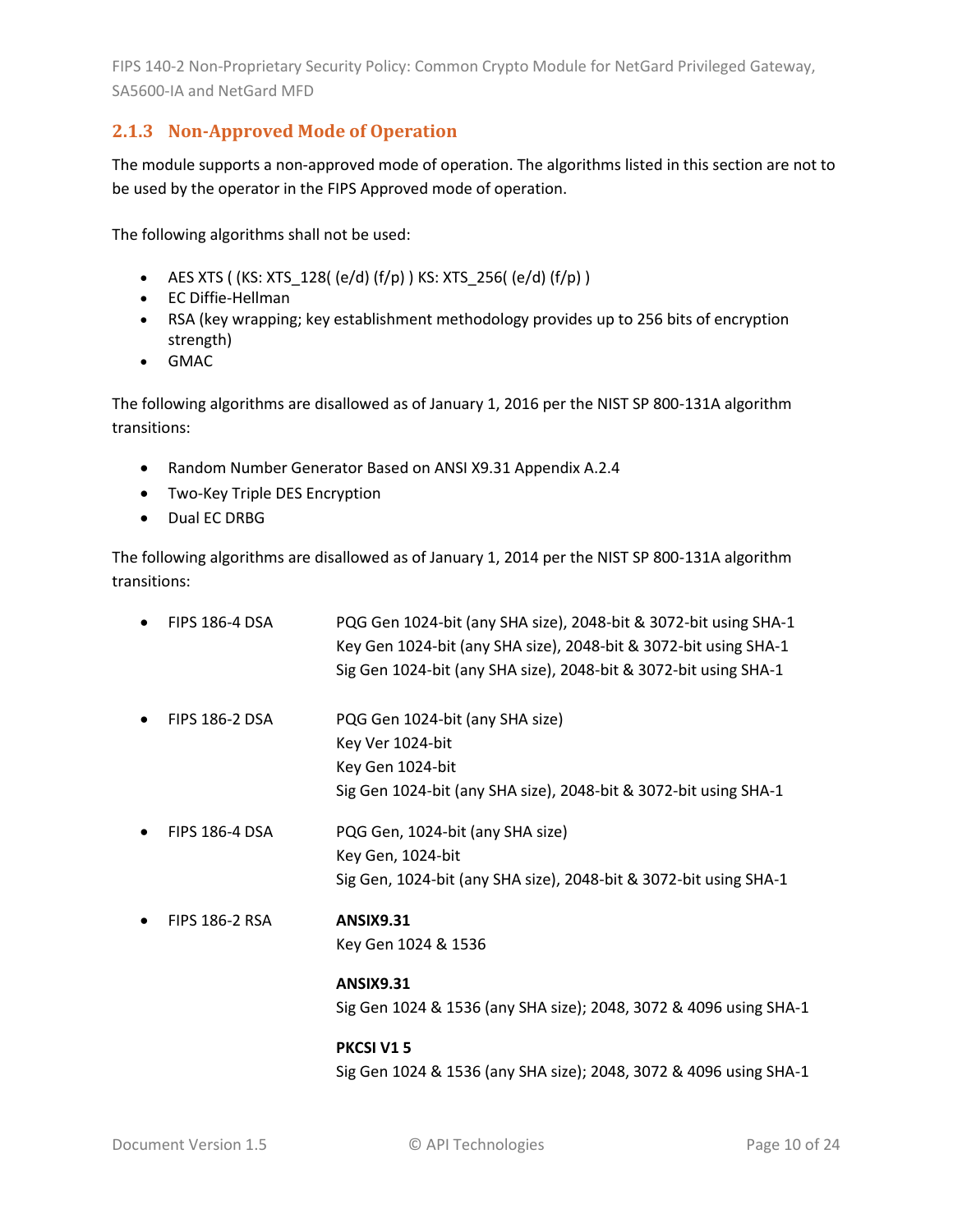### 2.1.3 Non-Approved Mode of Operation

The module supports a non-approved mode of operation. The algorithms listed in this section are not to be used by the operator in the FIPS Approved mode of operation.

The following algorithms shall not be used:

- AES XTS ( (KS: XTS_128( (e/d) (f/p) ) KS: XTS_256( (e/d) (f/p) )
- EC Diffie-Hellman
- RSA (key wrapping; key establishment methodology provides up to 256 bits of encryption strength)
- GMAC

The following algorithms are disallowed as of January 1, 2016 per the NIST SP 800-131A algorithm transitions:

- Random Number Generator Based on ANSI X9.31 Appendix A.2.4
- Two-Key Triple DES Encryption
- Dual EC DRBG

The following algorithms are disallowed as of January 1, 2014 per the NIST SP 800-131A algorithm transitions:

- FIPS 186-4 DSA
  - PQG Gen 1024-bit (any SHA size), 2048-bit & 3072-bit using SHA-1
  - Key Gen 1024-bit (any SHA size), 2048-bit & 3072-bit using SHA-1
  - Sig Gen 1024-bit (any SHA size), 2048-bit & 3072-bit using SHA-1
- FIPS 186-2 DSA
  - PQG Gen 1024-bit (any SHA size)
  - Key Ver 1024-bit
  - Key Gen 1024-bit
  - Sig Gen 1024-bit (any SHA size), 2048-bit & 3072-bit using SHA-1
- FIPS 186-4 DSA
  - PQG Gen, 1024-bit (any SHA size)
  - Key Gen, 1024-bit
  - Sig Gen, 1024-bit (any SHA size), 2048-bit & 3072-bit using SHA-1
- FIPS 186-2 RSA
  - **ANSIX9.31**
    Key Gen 1024 & 1536
  - **ANSIX9.31**
    Sig Gen 1024 & 1536 (any SHA size); 2048, 3072 & 4096 using SHA-1
  - **PKCSI V1 5**
    Sig Gen 1024 & 1536 (any SHA size); 2048, 3072 & 4096 using SHA-1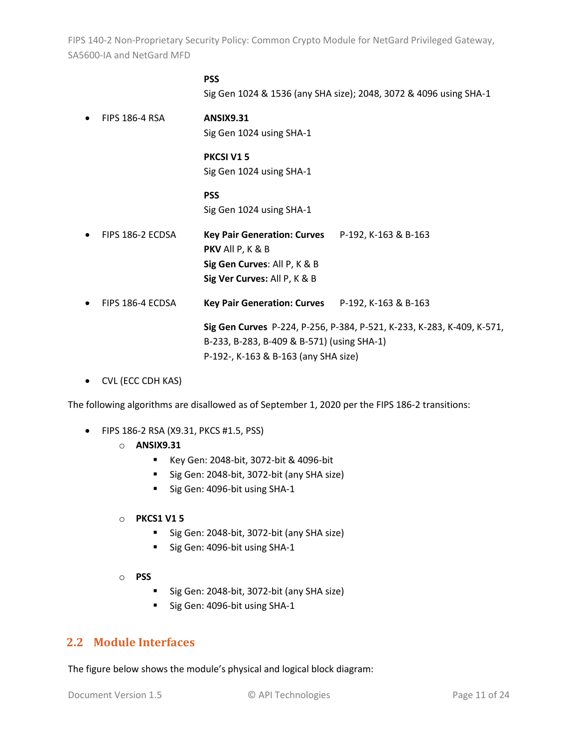**PSS**

Sig Gen 1024 & 1536 (any SHA size); 2048, 3072 & 4096 using SHA-1

- FIPS 186-4 RSA

  **ANSIX9.31**

  Sig Gen 1024 using SHA-1

  **PKCSI V1 5**

  Sig Gen 1024 using SHA-1

  **PSS**

  Sig Gen 1024 using SHA-1

- FIPS 186-2 ECDSA

  **Key Pair Generation: Curves** P-192, K-163 & B-163

  **PKV** All P, K & B

  **Sig Gen Curves**: All P, K & B

  **Sig Ver Curves:** All P, K & B

- FIPS 186-4 ECDSA

  **Key Pair Generation: Curves** P-192, K-163 & B-163

  **Sig Gen Curves** P-224, P-256, P-384, P-521, K-233, K-283, K-409, K-571, B-233, B-283, B-409 & B-571) (using SHA-1)

  P-192-, K-163 & B-163 (any SHA size)

- CVL (ECC CDH KAS)

The following algorithms are disallowed as of September 1, 2020 per the FIPS 186-2 transitions:

- FIPS 186-2 RSA (X9.31, PKCS #1.5, PSS)
  - **ANSIX9.31**
    - Key Gen: 2048-bit, 3072-bit & 4096-bit
    - Sig Gen: 2048-bit, 3072-bit (any SHA size)
    - Sig Gen: 4096-bit using SHA-1
  - **PKCS1 V1 5**
    - Sig Gen: 2048-bit, 3072-bit (any SHA size)
    - Sig Gen: 4096-bit using SHA-1
  - **PSS**
    - Sig Gen: 2048-bit, 3072-bit (any SHA size)
    - Sig Gen: 4096-bit using SHA-1

## 2.2 Module Interfaces

The figure below shows the module's physical and logical block diagram: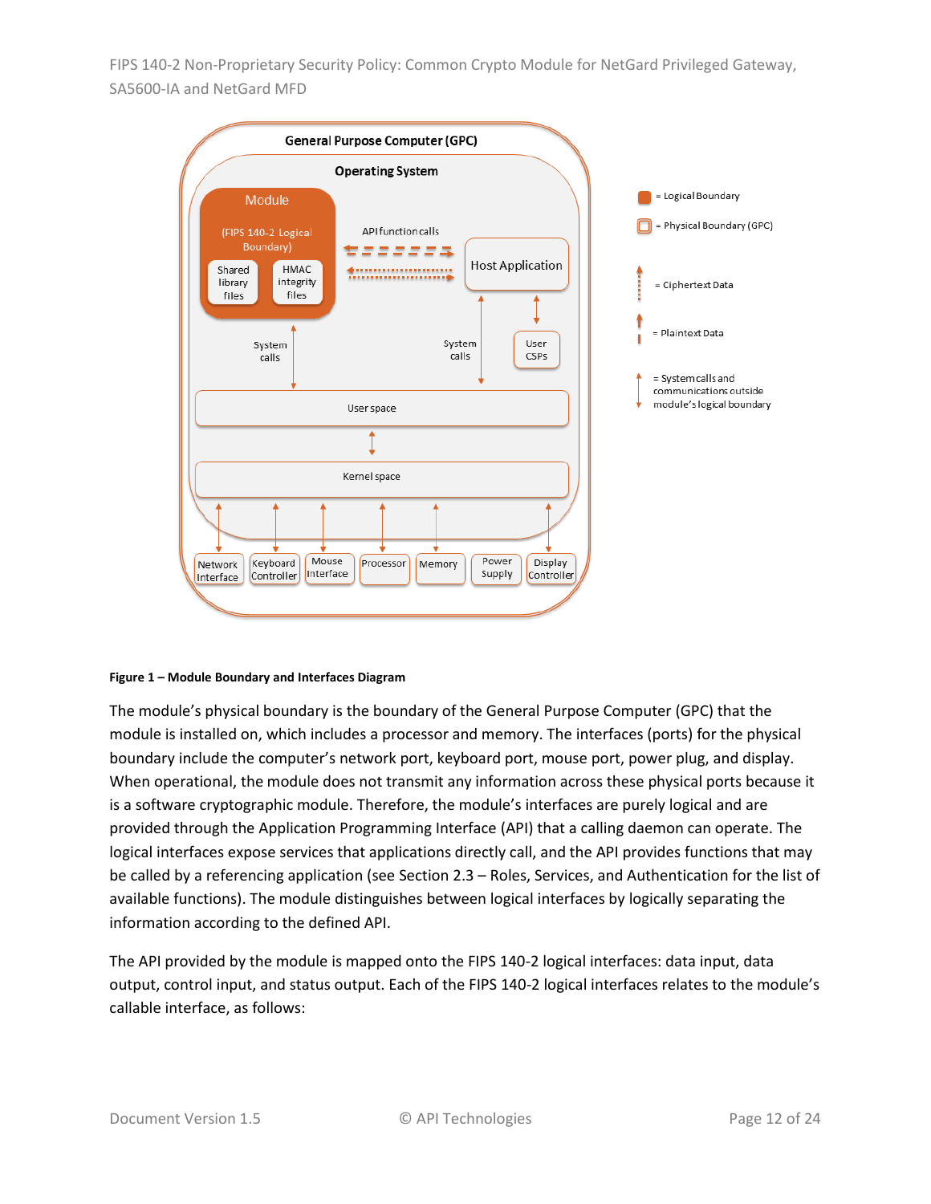**Figure 1 – Module Boundary and Interfaces Diagram**

The module's physical boundary is the boundary of the General Purpose Computer (GPC) that the module is installed on, which includes a processor and memory. The interfaces (ports) for the physical boundary include the computer's network port, keyboard port, mouse port, power plug, and display. When operational, the module does not transmit any information across these physical ports because it is a software cryptographic module. Therefore, the module's interfaces are purely logical and are provided through the Application Programming Interface (API) that a calling daemon can operate. The logical interfaces expose services that applications directly call, and the API provides functions that may be called by a referencing application (see Section 2.3 – Roles, Services, and Authentication for the list of available functions). The module distinguishes between logical interfaces by logically separating the information according to the defined API.

The API provided by the module is mapped onto the FIPS 140-2 logical interfaces: data input, data output, control input, and status output. Each of the FIPS 140-2 logical interfaces relates to the module's callable interface, as follows: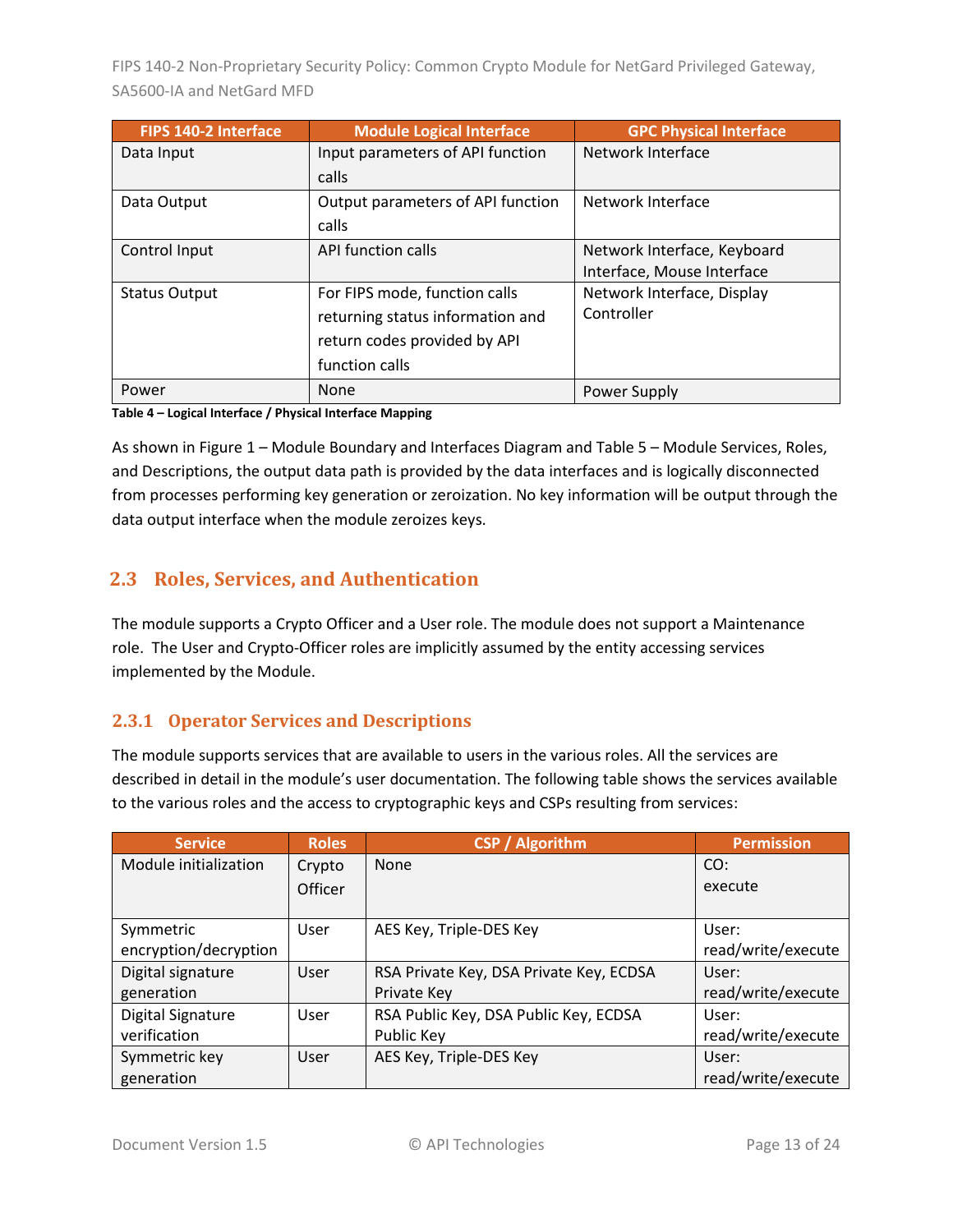| FIPS 140-2 Interface | Module Logical Interface | GPC Physical Interface |
| --- | --- | --- |
| Data Input | Input parameters of API function calls | Network Interface |
| Data Output | Output parameters of API function calls | Network Interface |
| Control Input | API function calls | Network Interface, Keyboard Interface, Mouse Interface |
| Status Output | For FIPS mode, function calls returning status information and return codes provided by API function calls | Network Interface, Display Controller |
| Power | None | Power Supply |

**Table 4 – Logical Interface / Physical Interface Mapping**

As shown in Figure 1 – Module Boundary and Interfaces Diagram and Table 5 – Module Services, Roles, and Descriptions, the output data path is provided by the data interfaces and is logically disconnected from processes performing key generation or zeroization. No key information will be output through the data output interface when the module zeroizes keys.

## 2.3 Roles, Services, and Authentication

The module supports a Crypto Officer and a User role. The module does not support a Maintenance role. The User and Crypto-Officer roles are implicitly assumed by the entity accessing services implemented by the Module.

### 2.3.1 Operator Services and Descriptions

The module supports services that are available to users in the various roles. All the services are described in detail in the module's user documentation. The following table shows the services available to the various roles and the access to cryptographic keys and CSPs resulting from services:

| Service | Roles | CSP / Algorithm | Permission |
| --- | --- | --- | --- |
| Module initialization | Crypto Officer | None | CO: execute |
| Symmetric encryption/decryption | User | AES Key, Triple-DES Key | User: read/write/execute |
| Digital signature generation | User | RSA Private Key, DSA Private Key, ECDSA Private Key | User: read/write/execute |
| Digital Signature verification | User | RSA Public Key, DSA Public Key, ECDSA Public Key | User: read/write/execute |
| Symmetric key generation | User | AES Key, Triple-DES Key | User: read/write/execute |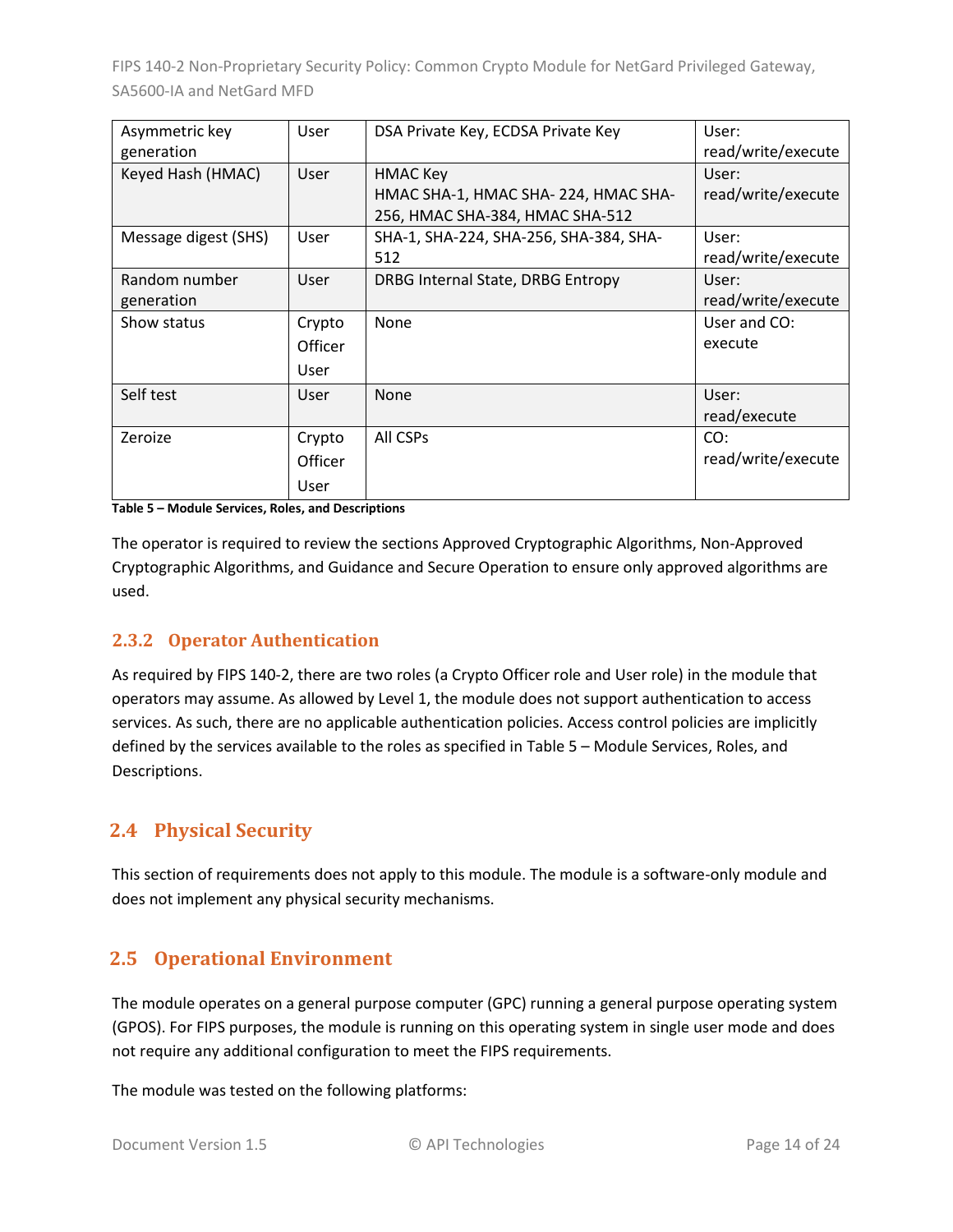| Asymmetric key generation | User | DSA Private Key, ECDSA Private Key | User: read/write/execute |
|---|---|---|---|
| Keyed Hash (HMAC) | User | HMAC Key<br>HMAC SHA-1, HMAC SHA- 224, HMAC SHA-256, HMAC SHA-384, HMAC SHA-512 | User: read/write/execute |
| Message digest (SHS) | User | SHA-1, SHA-224, SHA-256, SHA-384, SHA-512 | User: read/write/execute |
| Random number generation | User | DRBG Internal State, DRBG Entropy | User: read/write/execute |
| Show status | Crypto Officer<br>User | None | User and CO: execute |
| Self test | User | None | User: read/execute |
| Zeroize | Crypto Officer<br>User | All CSPs | CO: read/write/execute |

**Table 5 – Module Services, Roles, and Descriptions**

The operator is required to review the sections Approved Cryptographic Algorithms, Non-Approved Cryptographic Algorithms, and Guidance and Secure Operation to ensure only approved algorithms are used.

### 2.3.2 Operator Authentication

As required by FIPS 140-2, there are two roles (a Crypto Officer role and User role) in the module that operators may assume. As allowed by Level 1, the module does not support authentication to access services. As such, there are no applicable authentication policies. Access control policies are implicitly defined by the services available to the roles as specified in Table 5 – Module Services, Roles, and Descriptions.

## 2.4 Physical Security

This section of requirements does not apply to this module. The module is a software-only module and does not implement any physical security mechanisms.

## 2.5 Operational Environment

The module operates on a general purpose computer (GPC) running a general purpose operating system (GPOS). For FIPS purposes, the module is running on this operating system in single user mode and does not require any additional configuration to meet the FIPS requirements.

The module was tested on the following platforms: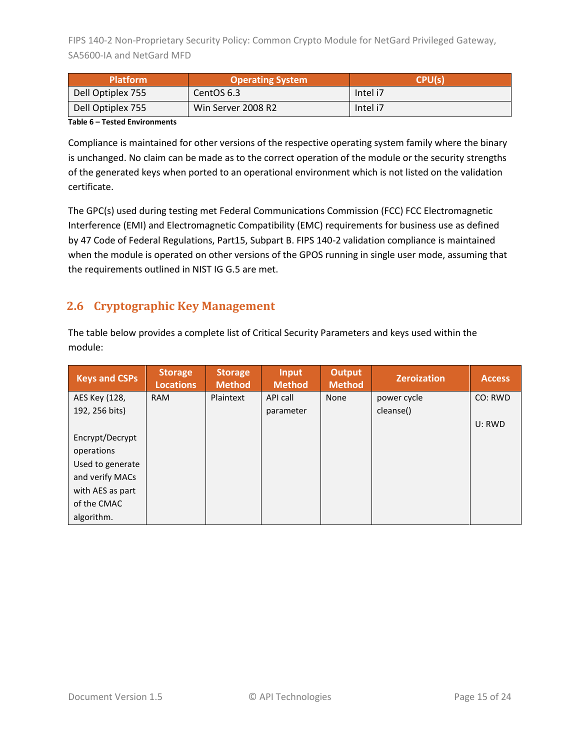| Platform | Operating System | CPU(s) |
|---|---|---|
| Dell Optiplex 755 | CentOS 6.3 | Intel i7 |
| Dell Optiplex 755 | Win Server 2008 R2 | Intel i7 |

**Table 6 – Tested Environments**

Compliance is maintained for other versions of the respective operating system family where the binary is unchanged. No claim can be made as to the correct operation of the module or the security strengths of the generated keys when ported to an operational environment which is not listed on the validation certificate.

The GPC(s) used during testing met Federal Communications Commission (FCC) FCC Electromagnetic Interference (EMI) and Electromagnetic Compatibility (EMC) requirements for business use as defined by 47 Code of Federal Regulations, Part15, Subpart B. FIPS 140-2 validation compliance is maintained when the module is operated on other versions of the GPOS running in single user mode, assuming that the requirements outlined in NIST IG G.5 are met.

## 2.6 Cryptographic Key Management

The table below provides a complete list of Critical Security Parameters and keys used within the module:

| Keys and CSPs | Storage Locations | Storage Method | Input Method | Output Method | Zeroization | Access |
|---|---|---|---|---|---|---|
| AES Key (128, 192, 256 bits)<br><br>Encrypt/Decrypt operations<br>Used to generate and verify MACs with AES as part of the CMAC algorithm. | RAM | Plaintext | API call parameter | None | power cycle<br>cleanse() | CO: RWD<br><br>U: RWD |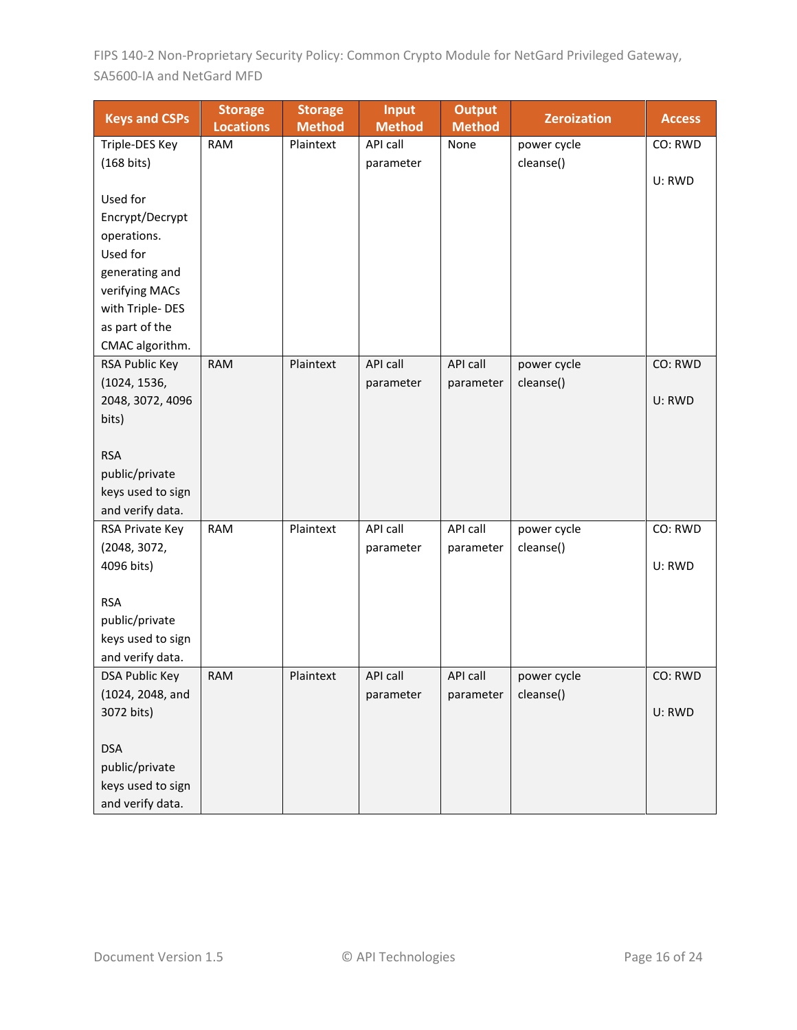| Keys and CSPs | Storage Locations | Storage Method | Input Method | Output Method | Zeroization | Access |
|---|---|---|---|---|---|---|
| Triple-DES Key (168 bits)<br><br>Used for Encrypt/Decrypt operations. Used for generating and verifying MACs with Triple- DES as part of the CMAC algorithm. | RAM | Plaintext | API call parameter | None | power cycle cleanse() | CO: RWD<br><br>U: RWD |
| RSA Public Key (1024, 1536, 2048, 3072, 4096 bits)<br><br>RSA public/private keys used to sign and verify data. | RAM | Plaintext | API call parameter | API call parameter | power cycle cleanse() | CO: RWD<br><br>U: RWD |
| RSA Private Key (2048, 3072, 4096 bits)<br><br>RSA public/private keys used to sign and verify data. | RAM | Plaintext | API call parameter | API call parameter | power cycle cleanse() | CO: RWD<br><br>U: RWD |
| DSA Public Key (1024, 2048, and 3072 bits)<br><br>DSA public/private keys used to sign and verify data. | RAM | Plaintext | API call parameter | API call parameter | power cycle cleanse() | CO: RWD<br><br>U: RWD |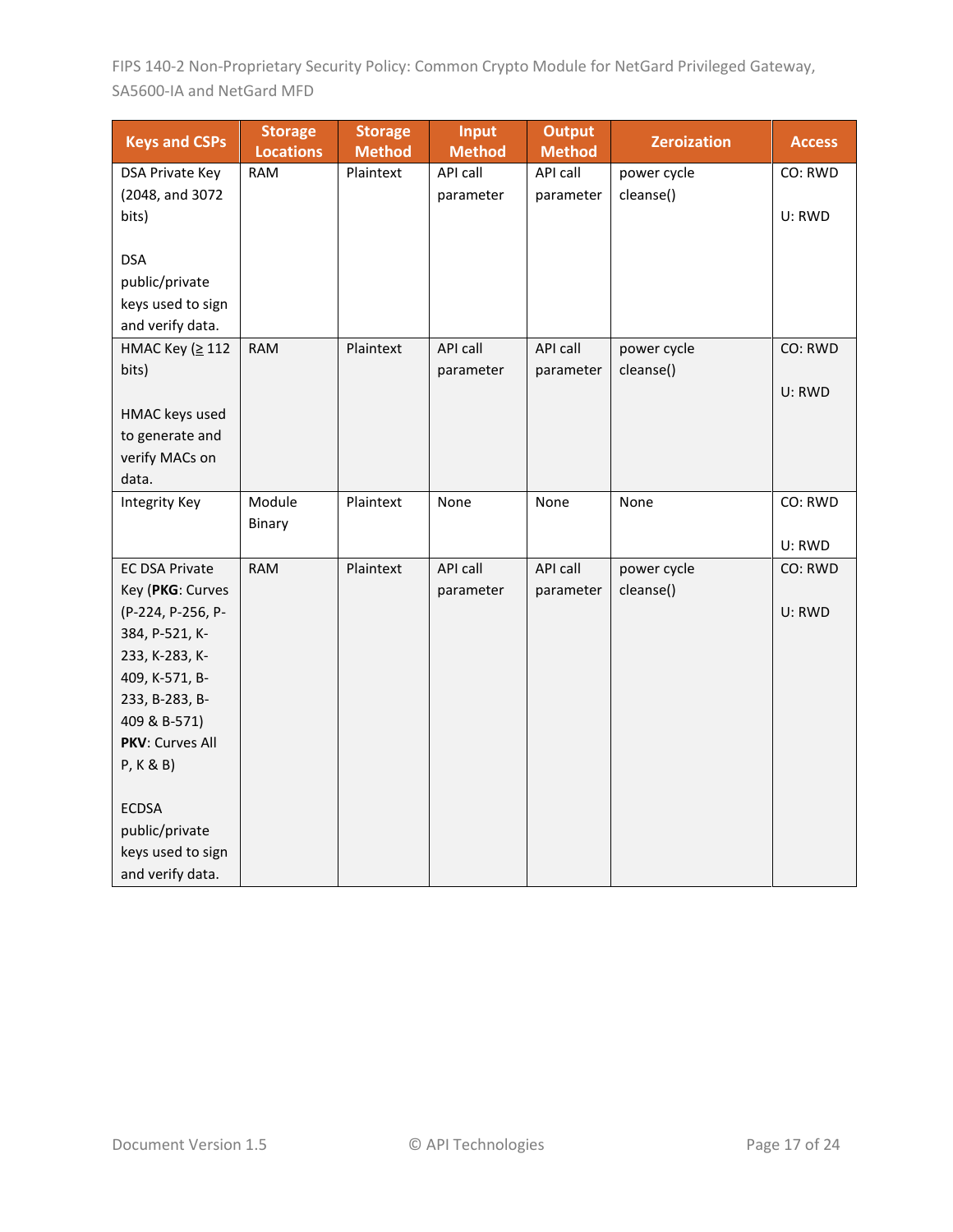| Keys and CSPs | Storage Locations | Storage Method | Input Method | Output Method | Zeroization | Access |
|---|---|---|---|---|---|---|
| DSA Private Key (2048, and 3072 bits)<br><br>DSA public/private keys used to sign and verify data. | RAM | Plaintext | API call parameter | API call parameter | power cycle cleanse() | CO: RWD<br><br>U: RWD |
| HMAC Key (≥ 112 bits)<br><br>HMAC keys used to generate and verify MACs on data. | RAM | Plaintext | API call parameter | API call parameter | power cycle cleanse() | CO: RWD<br><br>U: RWD |
| Integrity Key | Module Binary | Plaintext | None | None | None | CO: RWD<br><br>U: RWD |
| EC DSA Private Key (**PKG**: Curves (P-224, P-256, P-384, P-521, K-233, K-283, K-409, K-571, B-233, B-283, B-409 & B-571)<br>**PKV**: Curves All P, K & B)<br><br>ECDSA public/private keys used to sign and verify data. | RAM | Plaintext | API call parameter | API call parameter | power cycle cleanse() | CO: RWD<br><br>U: RWD |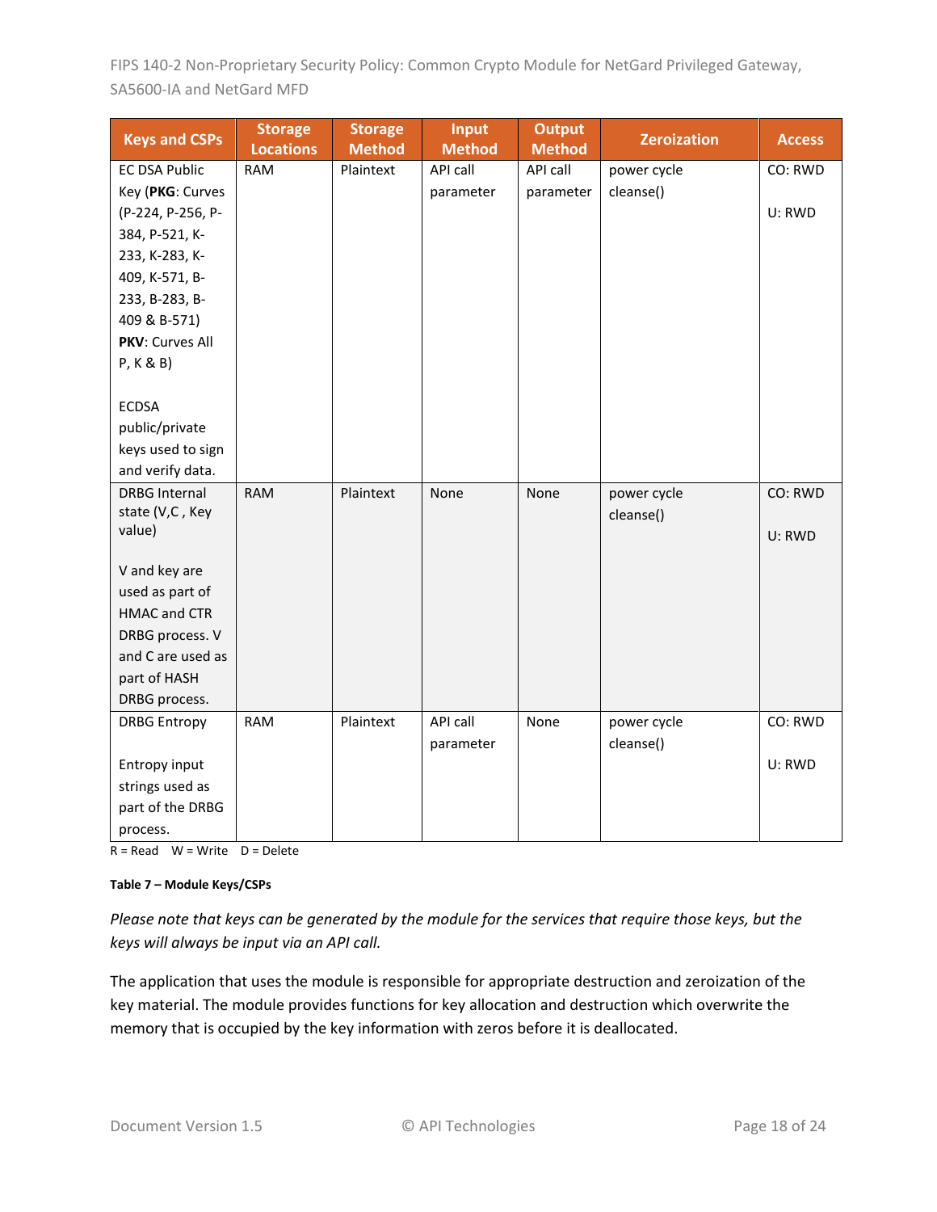| Keys and CSPs | Storage Locations | Storage Method | Input Method | Output Method | Zeroization | Access |
|---|---|---|---|---|---|---|
| EC DSA Public Key (**PKG**: Curves (P-224, P-256, P-384, P-521, K-233, K-283, K-409, K-571, B-233, B-283, B-409 & B-571) **PKV**: Curves All P, K & B)<br><br>ECDSA public/private keys used to sign and verify data. | RAM | Plaintext | API call parameter | API call parameter | power cycle cleanse() | CO: RWD<br><br>U: RWD |
| DRBG Internal state (V,C , Key value)<br><br>V and key are used as part of HMAC and CTR DRBG process. V and C are used as part of HASH DRBG process. | RAM | Plaintext | None | None | power cycle cleanse() | CO: RWD<br><br>U: RWD |
| DRBG Entropy<br><br>Entropy input strings used as part of the DRBG process. | RAM | Plaintext | API call parameter | None | power cycle cleanse() | CO: RWD<br><br>U: RWD |

R = Read W = Write D = Delete

**Table 7 – Module Keys/CSPs**

*Please note that keys can be generated by the module for the services that require those keys, but the keys will always be input via an API call.*

The application that uses the module is responsible for appropriate destruction and zeroization of the key material. The module provides functions for key allocation and destruction which overwrite the memory that is occupied by the key information with zeros before it is deallocated.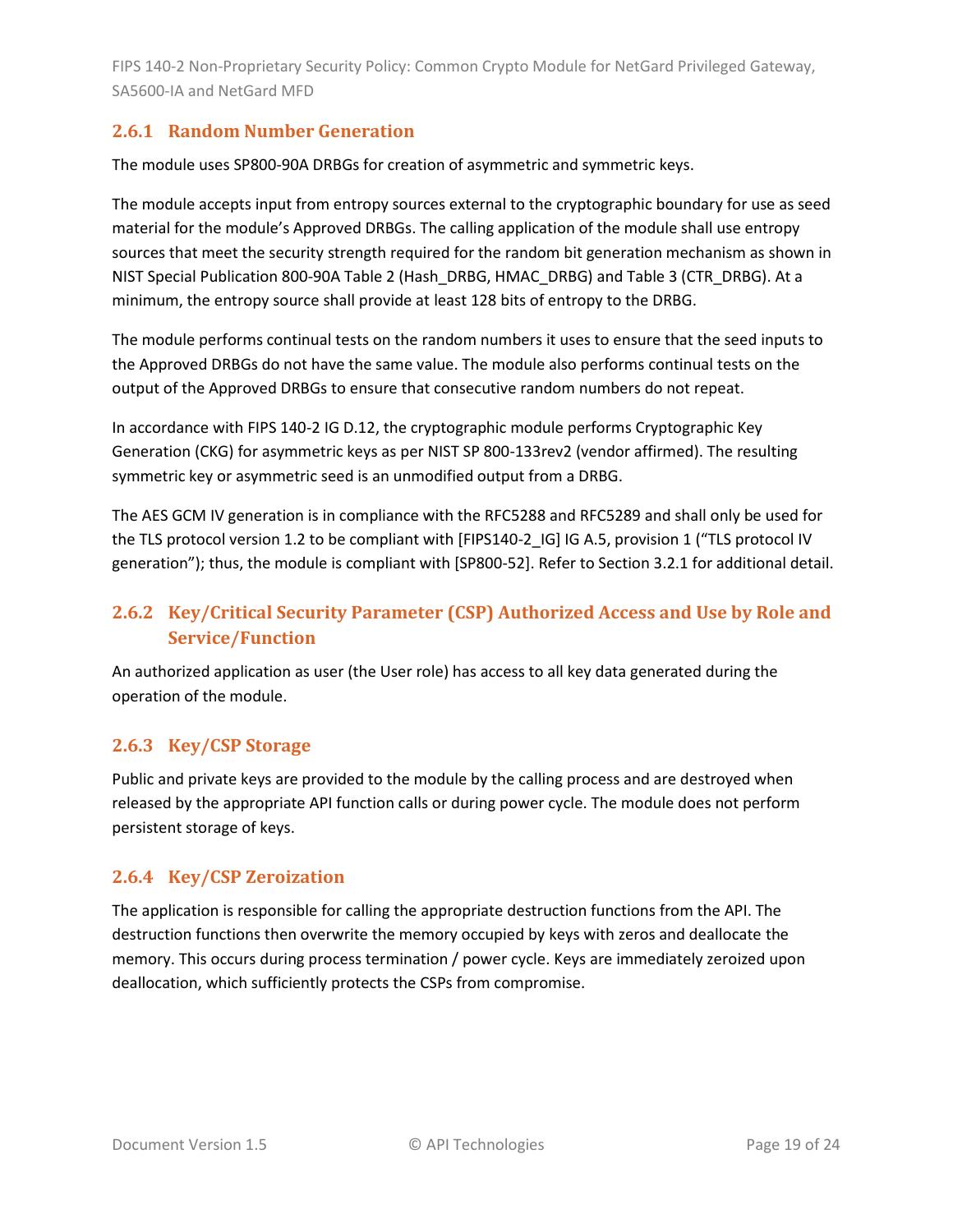### 2.6.1 Random Number Generation

The module uses SP800-90A DRBGs for creation of asymmetric and symmetric keys.

The module accepts input from entropy sources external to the cryptographic boundary for use as seed material for the module's Approved DRBGs. The calling application of the module shall use entropy sources that meet the security strength required for the random bit generation mechanism as shown in NIST Special Publication 800-90A Table 2 (Hash_DRBG, HMAC_DRBG) and Table 3 (CTR_DRBG). At a minimum, the entropy source shall provide at least 128 bits of entropy to the DRBG.

The module performs continual tests on the random numbers it uses to ensure that the seed inputs to the Approved DRBGs do not have the same value. The module also performs continual tests on the output of the Approved DRBGs to ensure that consecutive random numbers do not repeat.

In accordance with FIPS 140-2 IG D.12, the cryptographic module performs Cryptographic Key Generation (CKG) for asymmetric keys as per NIST SP 800-133rev2 (vendor affirmed). The resulting symmetric key or asymmetric seed is an unmodified output from a DRBG.

The AES GCM IV generation is in compliance with the RFC5288 and RFC5289 and shall only be used for the TLS protocol version 1.2 to be compliant with [FIPS140-2_IG] IG A.5, provision 1 ("TLS protocol IV generation"); thus, the module is compliant with [SP800-52]. Refer to Section 3.2.1 for additional detail.

### 2.6.2 Key/Critical Security Parameter (CSP) Authorized Access and Use by Role and Service/Function

An authorized application as user (the User role) has access to all key data generated during the operation of the module.

### 2.6.3 Key/CSP Storage

Public and private keys are provided to the module by the calling process and are destroyed when released by the appropriate API function calls or during power cycle. The module does not perform persistent storage of keys.

### 2.6.4 Key/CSP Zeroization

The application is responsible for calling the appropriate destruction functions from the API. The destruction functions then overwrite the memory occupied by keys with zeros and deallocate the memory. This occurs during process termination / power cycle. Keys are immediately zeroized upon deallocation, which sufficiently protects the CSPs from compromise.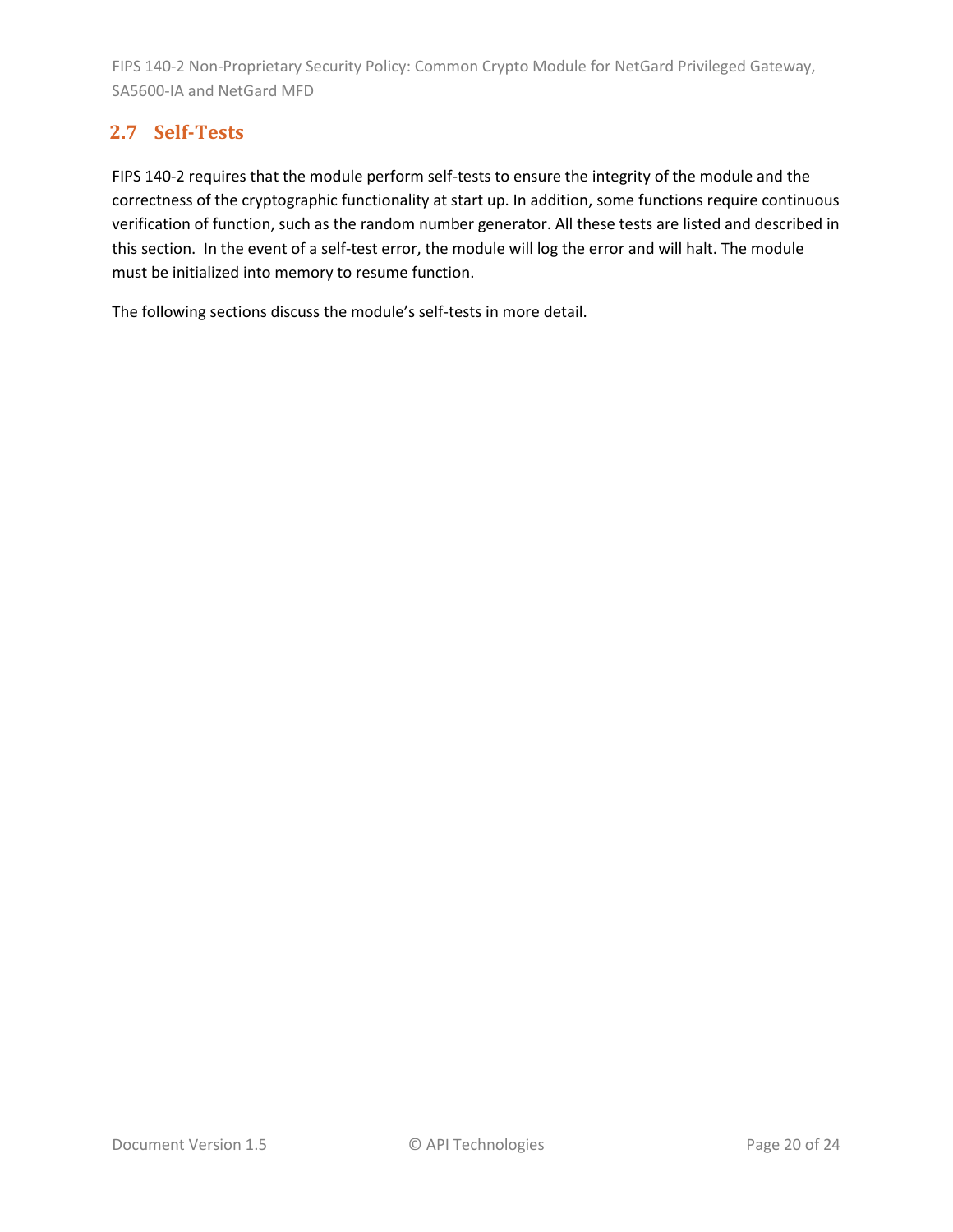## 2.7 Self-Tests

FIPS 140-2 requires that the module perform self-tests to ensure the integrity of the module and the correctness of the cryptographic functionality at start up. In addition, some functions require continuous verification of function, such as the random number generator. All these tests are listed and described in this section. In the event of a self-test error, the module will log the error and will halt. The module must be initialized into memory to resume function.

The following sections discuss the module's self-tests in more detail.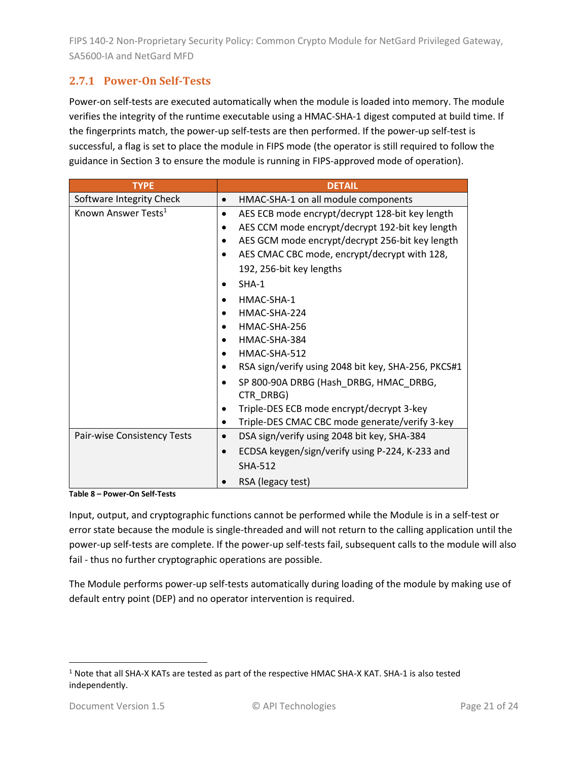### 2.7.1 Power-On Self-Tests

Power-on self-tests are executed automatically when the module is loaded into memory. The module verifies the integrity of the runtime executable using a HMAC-SHA-1 digest computed at build time. If the fingerprints match, the power-up self-tests are then performed. If the power-up self-test is successful, a flag is set to place the module in FIPS mode (the operator is still required to follow the guidance in Section 3 to ensure the module is running in FIPS-approved mode of operation).

| TYPE | DETAIL |
| --- | --- |
| Software Integrity Check | • HMAC-SHA-1 on all module components |
| Known Answer Tests[1] | • AES ECB mode encrypt/decrypt 128-bit key length<br>• AES CCM mode encrypt/decrypt 192-bit key length<br>• AES GCM mode encrypt/decrypt 256-bit key length<br>• AES CMAC CBC mode, encrypt/decrypt with 128, 192, 256-bit key lengths<br>• SHA-1<br>• HMAC-SHA-1<br>• HMAC-SHA-224<br>• HMAC-SHA-256<br>• HMAC-SHA-384<br>• HMAC-SHA-512<br>• RSA sign/verify using 2048 bit key, SHA-256, PKCS#1<br>• SP 800-90A DRBG (Hash_DRBG, HMAC_DRBG, CTR_DRBG)<br>• Triple-DES ECB mode encrypt/decrypt 3-key<br>• Triple-DES CMAC CBC mode generate/verify 3-key |
| Pair-wise Consistency Tests | • DSA sign/verify using 2048 bit key, SHA-384<br>• ECDSA keygen/sign/verify using P-224, K-233 and SHA-512<br>• RSA (legacy test) |

**Table 8 – Power-On Self-Tests**

Input, output, and cryptographic functions cannot be performed while the Module is in a self-test or error state because the module is single-threaded and will not return to the calling application until the power-up self-tests are complete. If the power-up self-tests fail, subsequent calls to the module will also fail - thus no further cryptographic operations are possible.

The Module performs power-up self-tests automatically during loading of the module by making use of default entry point (DEP) and no operator intervention is required.

[1] Note that all SHA-X KATs are tested as part of the respective HMAC SHA-X KAT. SHA-1 is also tested independently.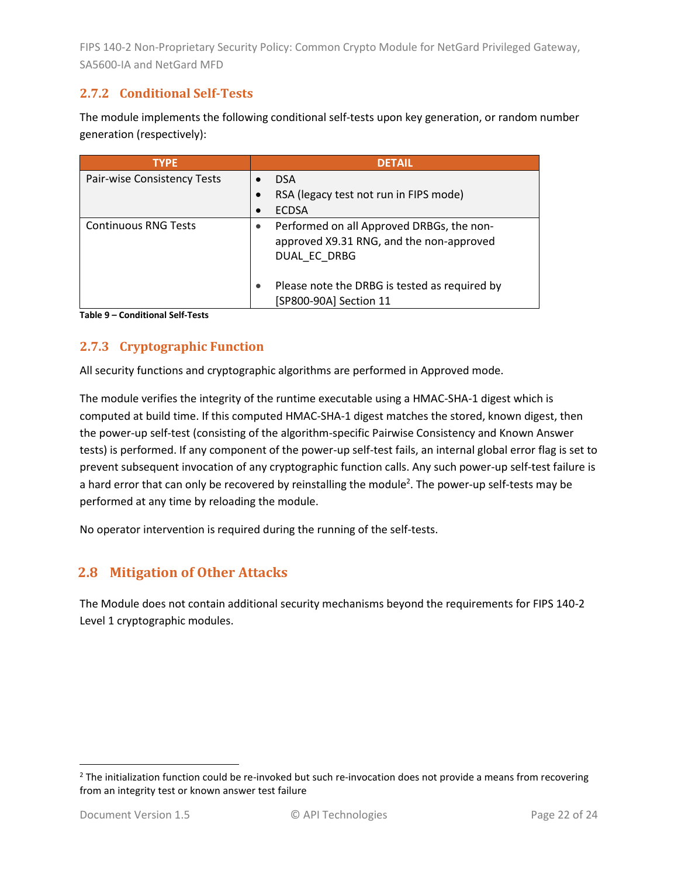### 2.7.2 Conditional Self-Tests

The module implements the following conditional self-tests upon key generation, or random number generation (respectively):

| TYPE | DETAIL |
|---|---|
| Pair-wise Consistency Tests | • DSA<br>• RSA (legacy test not run in FIPS mode)<br>• ECDSA |
| Continuous RNG Tests | • Performed on all Approved DRBGs, the non-approved X9.31 RNG, and the non-approved DUAL_EC_DRBG<br><br>• Please note the DRBG is tested as required by [SP800-90A] Section 11 |

**Table 9 – Conditional Self-Tests**

### 2.7.3 Cryptographic Function

All security functions and cryptographic algorithms are performed in Approved mode.

The module verifies the integrity of the runtime executable using a HMAC-SHA-1 digest which is computed at build time. If this computed HMAC-SHA-1 digest matches the stored, known digest, then the power-up self-test (consisting of the algorithm-specific Pairwise Consistency and Known Answer tests) is performed. If any component of the power-up self-test fails, an internal global error flag is set to prevent subsequent invocation of any cryptographic function calls. Any such power-up self-test failure is a hard error that can only be recovered by reinstalling the module[2]. The power-up self-tests may be performed at any time by reloading the module.

No operator intervention is required during the running of the self-tests.

## 2.8 Mitigation of Other Attacks

The Module does not contain additional security mechanisms beyond the requirements for FIPS 140-2 Level 1 cryptographic modules.

---

[2] The initialization function could be re-invoked but such re-invocation does not provide a means from recovering from an integrity test or known answer test failure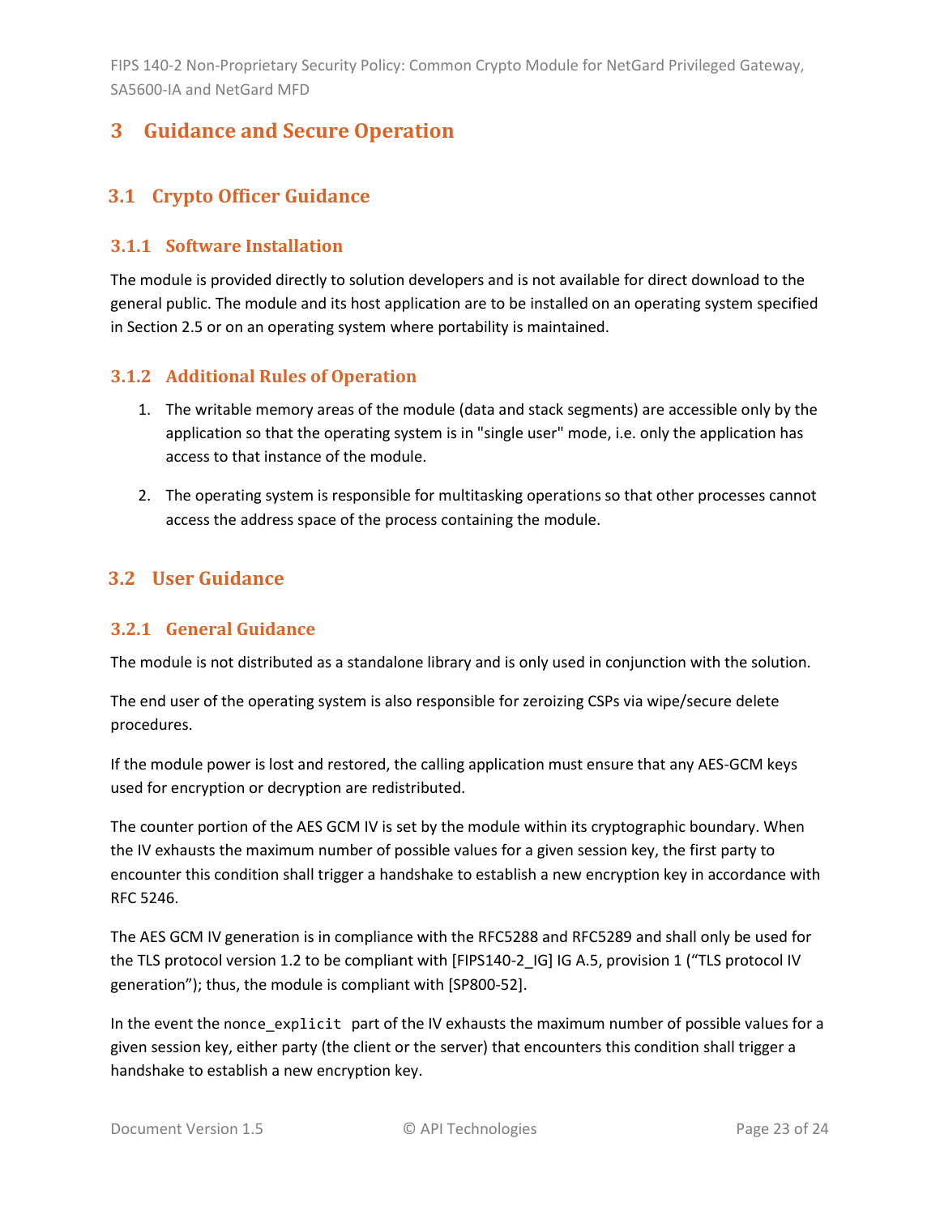# 3 Guidance and Secure Operation

## 3.1 Crypto Officer Guidance

### 3.1.1 Software Installation

The module is provided directly to solution developers and is not available for direct download to the general public. The module and its host application are to be installed on an operating system specified in Section 2.5 or on an operating system where portability is maintained.

### 3.1.2 Additional Rules of Operation

1. The writable memory areas of the module (data and stack segments) are accessible only by the application so that the operating system is in "single user" mode, i.e. only the application has access to that instance of the module.

2. The operating system is responsible for multitasking operations so that other processes cannot access the address space of the process containing the module.

## 3.2 User Guidance

### 3.2.1 General Guidance

The module is not distributed as a standalone library and is only used in conjunction with the solution.

The end user of the operating system is also responsible for zeroizing CSPs via wipe/secure delete procedures.

If the module power is lost and restored, the calling application must ensure that any AES-GCM keys used for encryption or decryption are redistributed.

The counter portion of the AES GCM IV is set by the module within its cryptographic boundary. When the IV exhausts the maximum number of possible values for a given session key, the first party to encounter this condition shall trigger a handshake to establish a new encryption key in accordance with RFC 5246.

The AES GCM IV generation is in compliance with the RFC5288 and RFC5289 and shall only be used for the TLS protocol version 1.2 to be compliant with [FIPS140-2_IG] IG A.5, provision 1 ("TLS protocol IV generation"); thus, the module is compliant with [SP800-52].

In the event the `nonce_explicit` part of the IV exhausts the maximum number of possible values for a given session key, either party (the client or the server) that encounters this condition shall trigger a handshake to establish a new encryption key.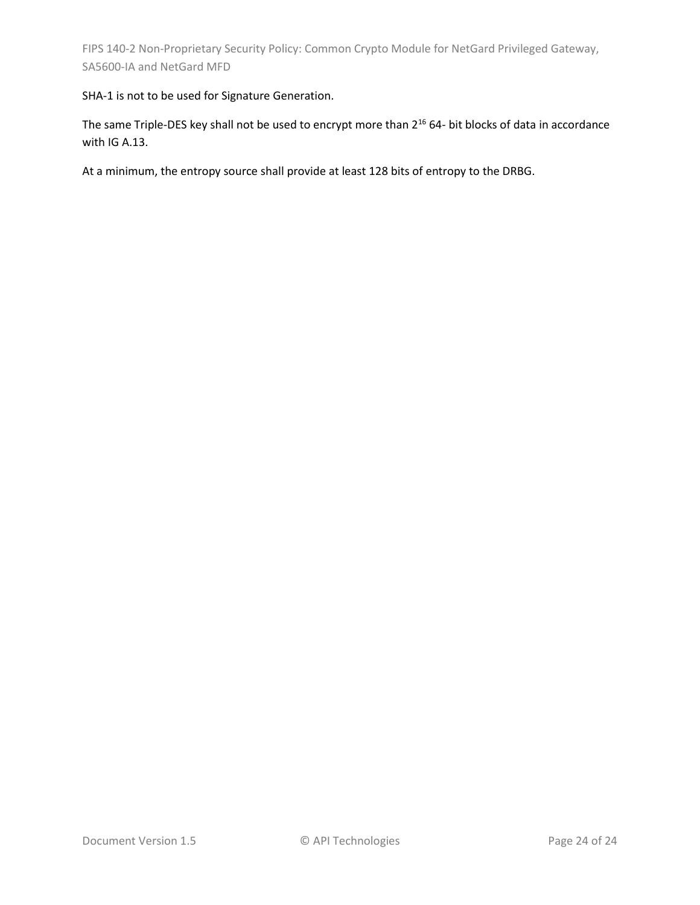SHA-1 is not to be used for Signature Generation.

The same Triple-DES key shall not be used to encrypt more than $2^{16}$ 64- bit blocks of data in accordance with IG A.13.

At a minimum, the entropy source shall provide at least 128 bits of entropy to the DRBG.